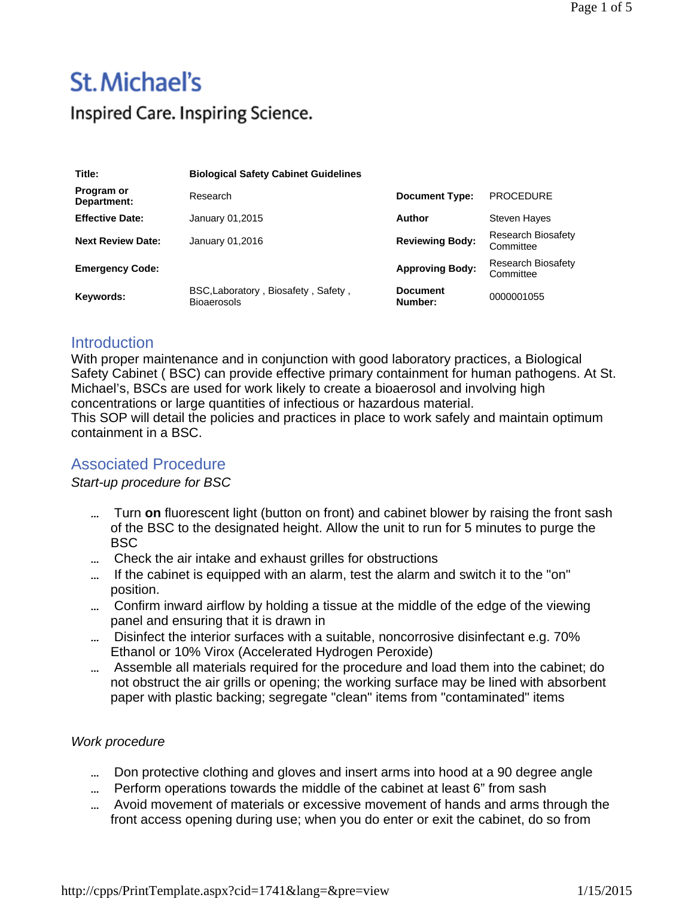St. Michael's

Inspired Care. Inspiring Science.

| | | | |
|---|---|---|---|
| **Title:** | **Biological Safety Cabinet Guidelines** | | |
| **Program or Department:** | Research | **Document Type:** | PROCEDURE |
| **Effective Date:** | January 01,2015 | **Author** | Steven Hayes |
| **Next Review Date:** | January 01,2016 | **Reviewing Body:** | Research Biosafety Committee |
| **Emergency Code:** | | **Approving Body:** | Research Biosafety Committee |
| **Keywords:** | BSC,Laboratory , Biosafety , Safety , Bioaerosols | **Document Number:** | 0000001055 |

## Introduction

With proper maintenance and in conjunction with good laboratory practices, a Biological Safety Cabinet ( BSC) can provide effective primary containment for human pathogens. At St. Michael's, BSCs are used for work likely to create a bioaerosol and involving high concentrations or large quantities of infectious or hazardous material.
This SOP will detail the policies and practices in place to work safely and maintain optimum containment in a BSC.

## Associated Procedure

*Start-up procedure for BSC*

- Turn **on** fluorescent light (button on front) and cabinet blower by raising the front sash of the BSC to the designated height. Allow the unit to run for 5 minutes to purge the BSC
- Check the air intake and exhaust grilles for obstructions
- If the cabinet is equipped with an alarm, test the alarm and switch it to the "on" position.
- Confirm inward airflow by holding a tissue at the middle of the edge of the viewing panel and ensuring that it is drawn in
- Disinfect the interior surfaces with a suitable, noncorrosive disinfectant e.g. 70% Ethanol or 10% Virox (Accelerated Hydrogen Peroxide)
- Assemble all materials required for the procedure and load them into the cabinet; do not obstruct the air grills or opening; the working surface may be lined with absorbent paper with plastic backing; segregate "clean" items from "contaminated" items

*Work procedure*

- Don protective clothing and gloves and insert arms into hood at a 90 degree angle
- Perform operations towards the middle of the cabinet at least 6" from sash
- Avoid movement of materials or excessive movement of hands and arms through the front access opening during use; when you do enter or exit the cabinet, do so from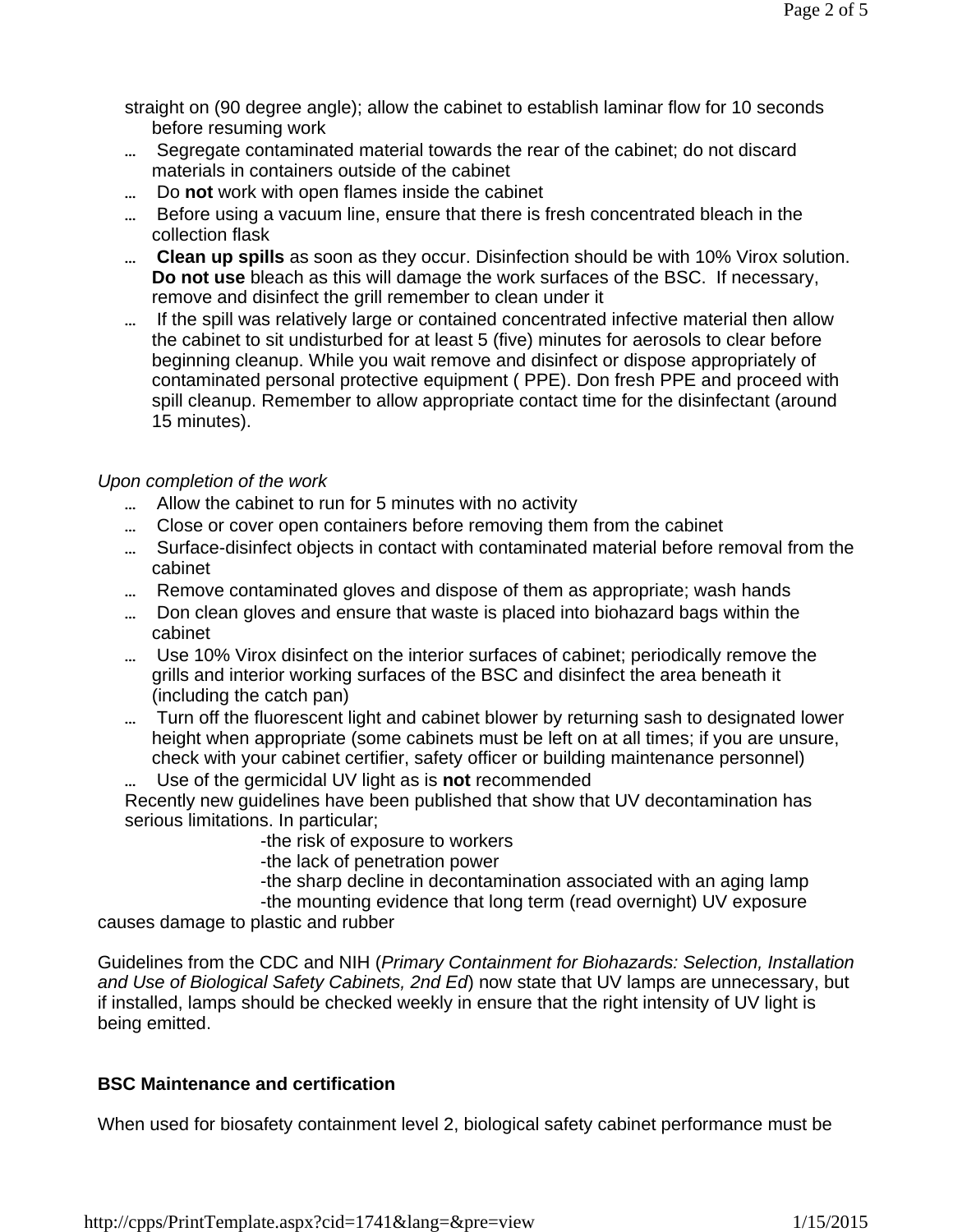straight on (90 degree angle); allow the cabinet to establish laminar flow for 10 seconds before resuming work

- Segregate contaminated material towards the rear of the cabinet; do not discard materials in containers outside of the cabinet
- Do **not** work with open flames inside the cabinet
- Before using a vacuum line, ensure that there is fresh concentrated bleach in the collection flask
- **Clean up spills** as soon as they occur. Disinfection should be with 10% Virox solution. **Do not use** bleach as this will damage the work surfaces of the BSC. If necessary, remove and disinfect the grill remember to clean under it
- If the spill was relatively large or contained concentrated infective material then allow the cabinet to sit undisturbed for at least 5 (five) minutes for aerosols to clear before beginning cleanup. While you wait remove and disinfect or dispose appropriately of contaminated personal protective equipment ( PPE). Don fresh PPE and proceed with spill cleanup. Remember to allow appropriate contact time for the disinfectant (around 15 minutes).

*Upon completion of the work*

- Allow the cabinet to run for 5 minutes with no activity
- Close or cover open containers before removing them from the cabinet
- Surface-disinfect objects in contact with contaminated material before removal from the cabinet
- Remove contaminated gloves and dispose of them as appropriate; wash hands
- Don clean gloves and ensure that waste is placed into biohazard bags within the cabinet
- Use 10% Virox disinfect on the interior surfaces of cabinet; periodically remove the grills and interior working surfaces of the BSC and disinfect the area beneath it (including the catch pan)
- Turn off the fluorescent light and cabinet blower by returning sash to designated lower height when appropriate (some cabinets must be left on at all times; if you are unsure, check with your cabinet certifier, safety officer or building maintenance personnel)
- Use of the germicidal UV light as is **not** recommended

Recently new guidelines have been published that show that UV decontamination has serious limitations. In particular;

-the risk of exposure to workers
-the lack of penetration power
-the sharp decline in decontamination associated with an aging lamp
-the mounting evidence that long term (read overnight) UV exposure causes damage to plastic and rubber

Guidelines from the CDC and NIH (*Primary Containment for Biohazards: Selection, Installation and Use of Biological Safety Cabinets, 2nd Ed*) now state that UV lamps are unnecessary, but if installed, lamps should be checked weekly in ensure that the right intensity of UV light is being emitted.

**BSC Maintenance and certification**

When used for biosafety containment level 2, biological safety cabinet performance must be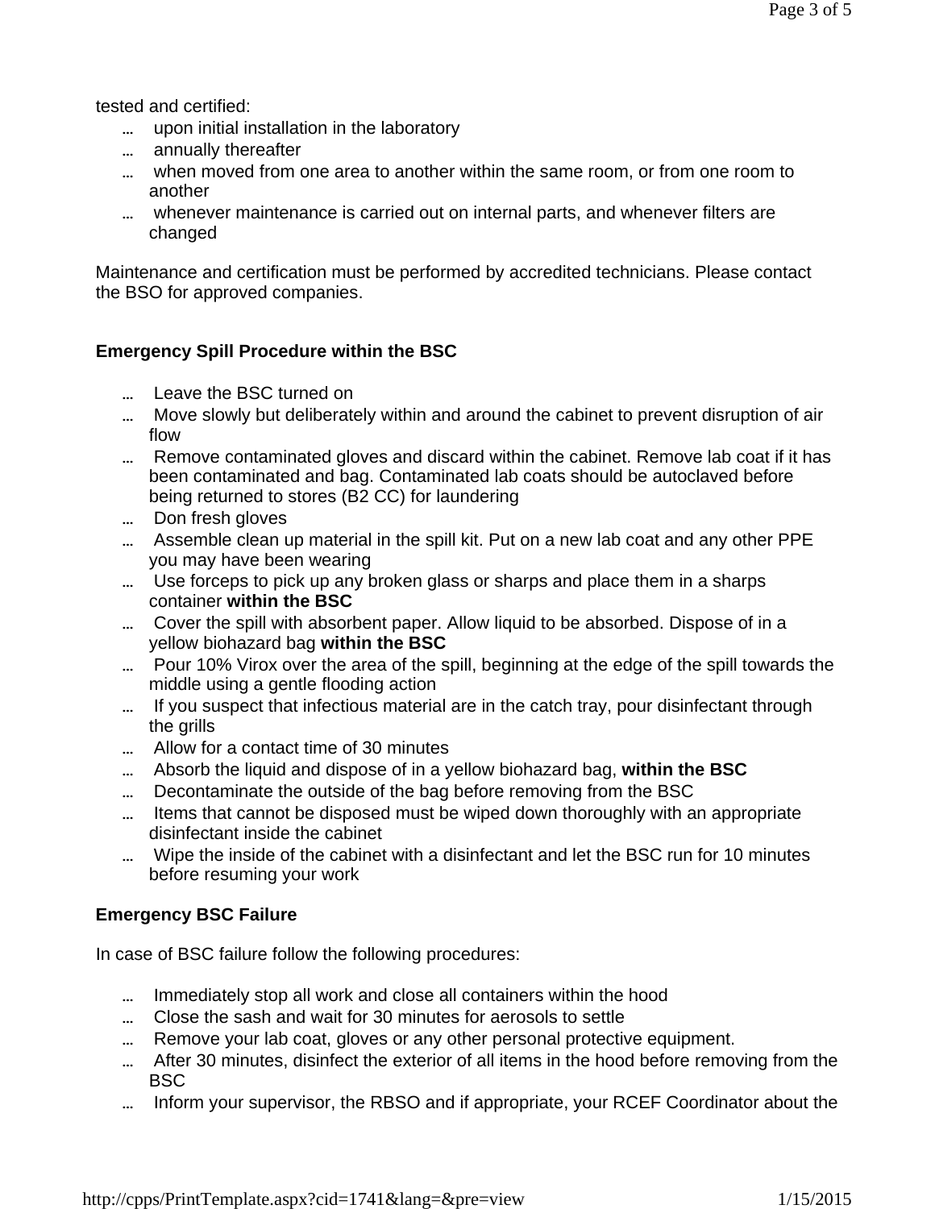tested and certified:

- upon initial installation in the laboratory
- annually thereafter
- when moved from one area to another within the same room, or from one room to another
- whenever maintenance is carried out on internal parts, and whenever filters are changed

Maintenance and certification must be performed by accredited technicians. Please contact the BSO for approved companies.

**Emergency Spill Procedure within the BSC**

- Leave the BSC turned on
- Move slowly but deliberately within and around the cabinet to prevent disruption of air flow
- Remove contaminated gloves and discard within the cabinet. Remove lab coat if it has been contaminated and bag. Contaminated lab coats should be autoclaved before being returned to stores (B2 CC) for laundering
- Don fresh gloves
- Assemble clean up material in the spill kit. Put on a new lab coat and any other PPE you may have been wearing
- Use forceps to pick up any broken glass or sharps and place them in a sharps container **within the BSC**
- Cover the spill with absorbent paper. Allow liquid to be absorbed. Dispose of in a yellow biohazard bag **within the BSC**
- Pour 10% Virox over the area of the spill, beginning at the edge of the spill towards the middle using a gentle flooding action
- If you suspect that infectious material are in the catch tray, pour disinfectant through the grills
- Allow for a contact time of 30 minutes
- Absorb the liquid and dispose of in a yellow biohazard bag, **within the BSC**
- Decontaminate the outside of the bag before removing from the BSC
- Items that cannot be disposed must be wiped down thoroughly with an appropriate disinfectant inside the cabinet
- Wipe the inside of the cabinet with a disinfectant and let the BSC run for 10 minutes before resuming your work

**Emergency BSC Failure**

In case of BSC failure follow the following procedures:

- Immediately stop all work and close all containers within the hood
- Close the sash and wait for 30 minutes for aerosols to settle
- Remove your lab coat, gloves or any other personal protective equipment.
- After 30 minutes, disinfect the exterior of all items in the hood before removing from the BSC
- Inform your supervisor, the RBSO and if appropriate, your RCEF Coordinator about the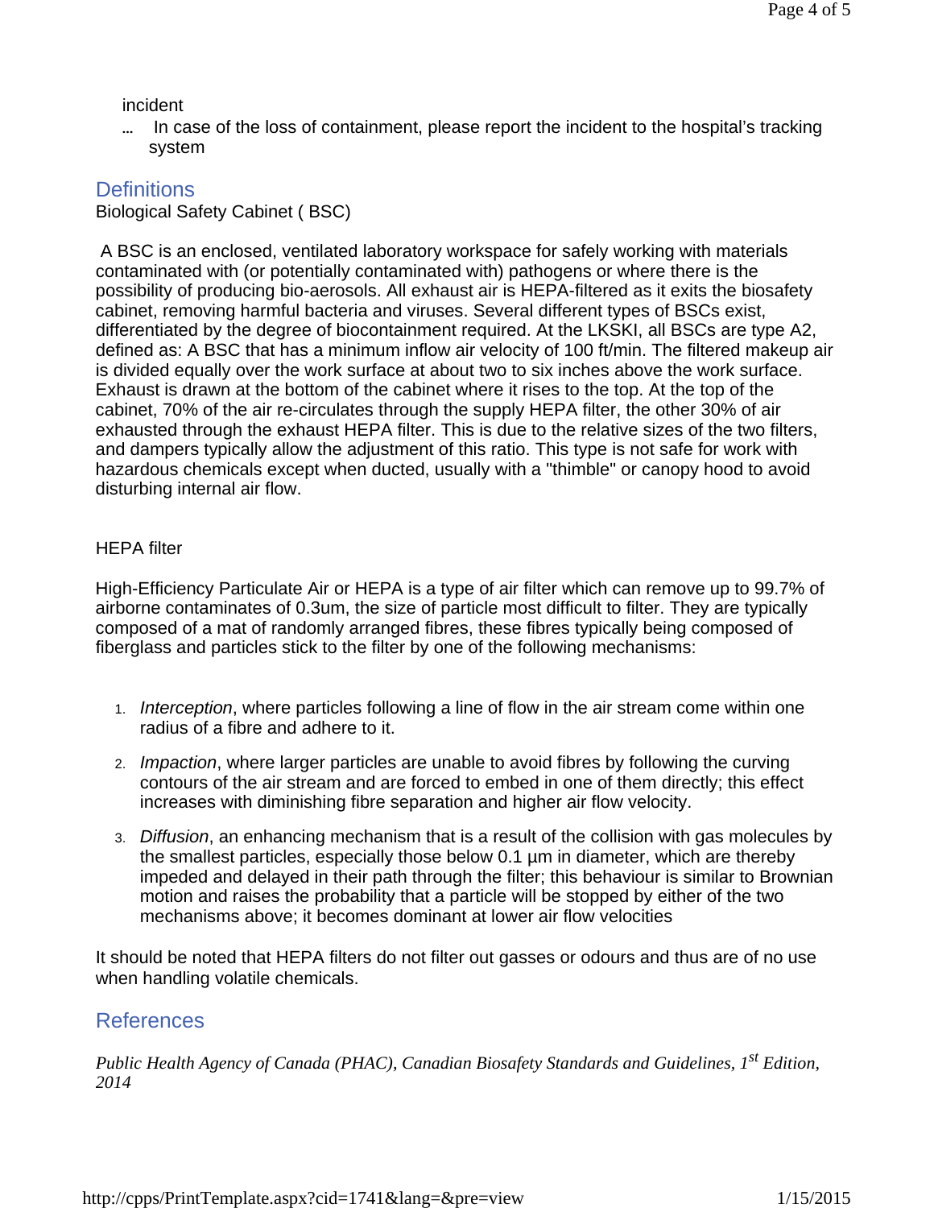incident

- In case of the loss of containment, please report the incident to the hospital's tracking system

## Definitions

Biological Safety Cabinet ( BSC)

A BSC is an enclosed, ventilated laboratory workspace for safely working with materials contaminated with (or potentially contaminated with) pathogens or where there is the possibility of producing bio-aerosols. All exhaust air is HEPA-filtered as it exits the biosafety cabinet, removing harmful bacteria and viruses. Several different types of BSCs exist, differentiated by the degree of biocontainment required. At the LKSKI, all BSCs are type A2, defined as: A BSC that has a minimum inflow air velocity of 100 ft/min. The filtered makeup air is divided equally over the work surface at about two to six inches above the work surface. Exhaust is drawn at the bottom of the cabinet where it rises to the top. At the top of the cabinet, 70% of the air re-circulates through the supply HEPA filter, the other 30% of air exhausted through the exhaust HEPA filter. This is due to the relative sizes of the two filters, and dampers typically allow the adjustment of this ratio. This type is not safe for work with hazardous chemicals except when ducted, usually with a "thimble" or canopy hood to avoid disturbing internal air flow.

HEPA filter

High-Efficiency Particulate Air or HEPA is a type of air filter which can remove up to 99.7% of airborne contaminates of 0.3um, the size of particle most difficult to filter. They are typically composed of a mat of randomly arranged fibres, these fibres typically being composed of fiberglass and particles stick to the filter by one of the following mechanisms:

1. *Interception*, where particles following a line of flow in the air stream come within one radius of a fibre and adhere to it.
2. *Impaction*, where larger particles are unable to avoid fibres by following the curving contours of the air stream and are forced to embed in one of them directly; this effect increases with diminishing fibre separation and higher air flow velocity.
3. *Diffusion*, an enhancing mechanism that is a result of the collision with gas molecules by the smallest particles, especially those below 0.1 µm in diameter, which are thereby impeded and delayed in their path through the filter; this behaviour is similar to Brownian motion and raises the probability that a particle will be stopped by either of the two mechanisms above; it becomes dominant at lower air flow velocities

It should be noted that HEPA filters do not filter out gasses or odours and thus are of no use when handling volatile chemicals.

## References

*Public Health Agency of Canada (PHAC), Canadian Biosafety Standards and Guidelines, 1st Edition, 2014*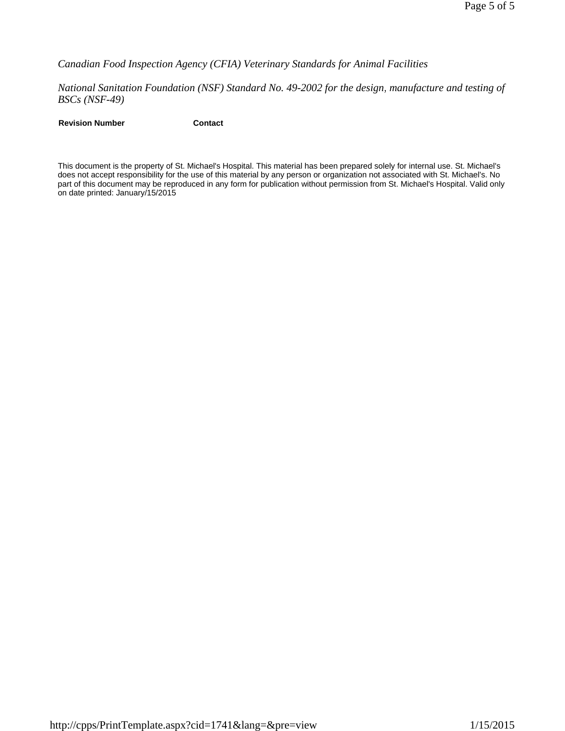*Canadian Food Inspection Agency (CFIA) Veterinary Standards for Animal Facilities*

*National Sanitation Foundation (NSF) Standard No. 49-2002 for the design, manufacture and testing of BSCs (NSF-49)*

| Revision Number | Contact |
| --- | --- |

This document is the property of St. Michael's Hospital. This material has been prepared solely for internal use. St. Michael's does not accept responsibility for the use of this material by any person or organization not associated with St. Michael's. No part of this document may be reproduced in any form for publication without permission from St. Michael's Hospital. Valid only on date printed: January/15/2015